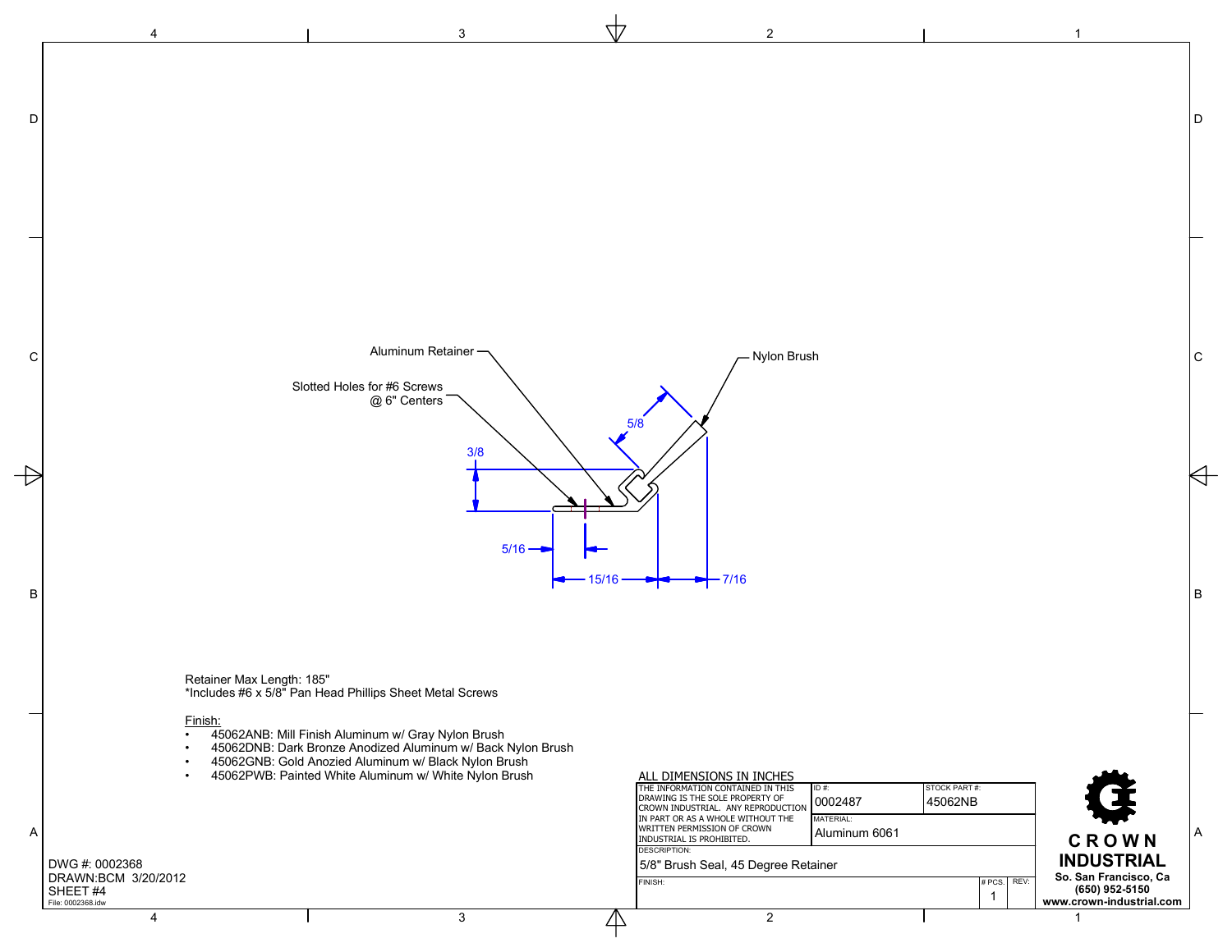Aluminum Retainer

Slotted Holes for #6 Screws
@ 6" Centers

Nylon Brush

5/8

3/8

5/16

15/16

7/16

Retainer Max Length: 185"
*Includes #6 x 5/8" Pan Head Phillips Sheet Metal Screws

Finish:

- 45062ANB: Mill Finish Aluminum w/ Gray Nylon Brush
- 45062DNB: Dark Bronze Anodized Aluminum w/ Back Nylon Brush
- 45062GNB: Gold Anozied Aluminum w/ Black Nylon Brush
- 45062PWB: Painted White Aluminum w/ White Nylon Brush

ALL DIMENSIONS IN INCHES

| THE INFORMATION CONTAINED IN THIS DRAWING IS THE SOLE PROPERTY OF CROWN INDUSTRIAL. ANY REPRODUCTION IN PART OR AS A WHOLE WITHOUT THE WRITTEN PERMISSION OF CROWN INDUSTRIAL IS PROHIBITED. | ID #: 0002487 | STOCK PART #: 45062NB |
| --- | --- | --- |
| | MATERIAL: Aluminum 6061 | |
| DESCRIPTION: 5/8" Brush Seal, 45 Degree Retainer | | |
| FINISH: | # PCS. 1 | REV: |

**CROWN INDUSTRIAL**
**So. San Francisco, Ca**
**(650) 952-5150**
**www.crown-industrial.com**

DWG #: 0002368
DRAWN:BCM 3/20/2012
SHEET #4
File: 0002368.idw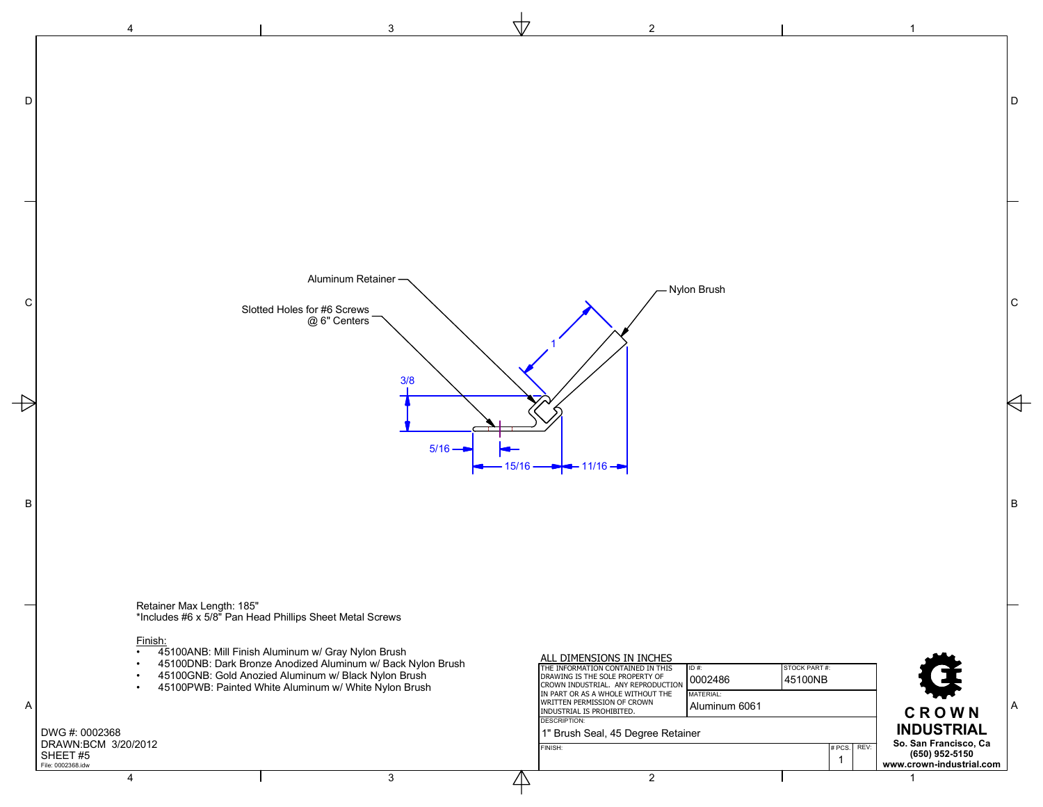Aluminum Retainer

Slotted Holes for #6 Screws @ 6" Centers

Nylon Brush

1

3/8

5/16

15/16

11/16

Retainer Max Length: 185"
*Includes #6 x 5/8" Pan Head Phillips Sheet Metal Screws

Finish:

- 45100ANB: Mill Finish Aluminum w/ Gray Nylon Brush
- 45100DNB: Dark Bronze Anodized Aluminum w/ Back Nylon Brush
- 45100GNB: Gold Anozied Aluminum w/ Black Nylon Brush
- 45100PWB: Painted White Aluminum w/ White Nylon Brush

DWG #: 0002368
DRAWN:BCM 3/20/2012
SHEET #5
File: 0002368.idw

ALL DIMENSIONS IN INCHES

| THE INFORMATION CONTAINED IN THIS DRAWING IS THE SOLE PROPERTY OF CROWN INDUSTRIAL. ANY REPRODUCTION IN PART OR AS A WHOLE WITHOUT THE WRITTEN PERMISSION OF CROWN INDUSTRIAL IS PROHIBITED. | ID #: 0002486 | STOCK PART #: 45100NB |
|---|---|---|
| | MATERIAL: Aluminum 6061 | |
| DESCRIPTION: 1" Brush Seal, 45 Degree Retainer | | |
| FINISH: | # PCS. 1 | REV: |

**CROWN INDUSTRIAL**
**So. San Francisco, Ca**
**(650) 952-5150**
**www.crown-industrial.com**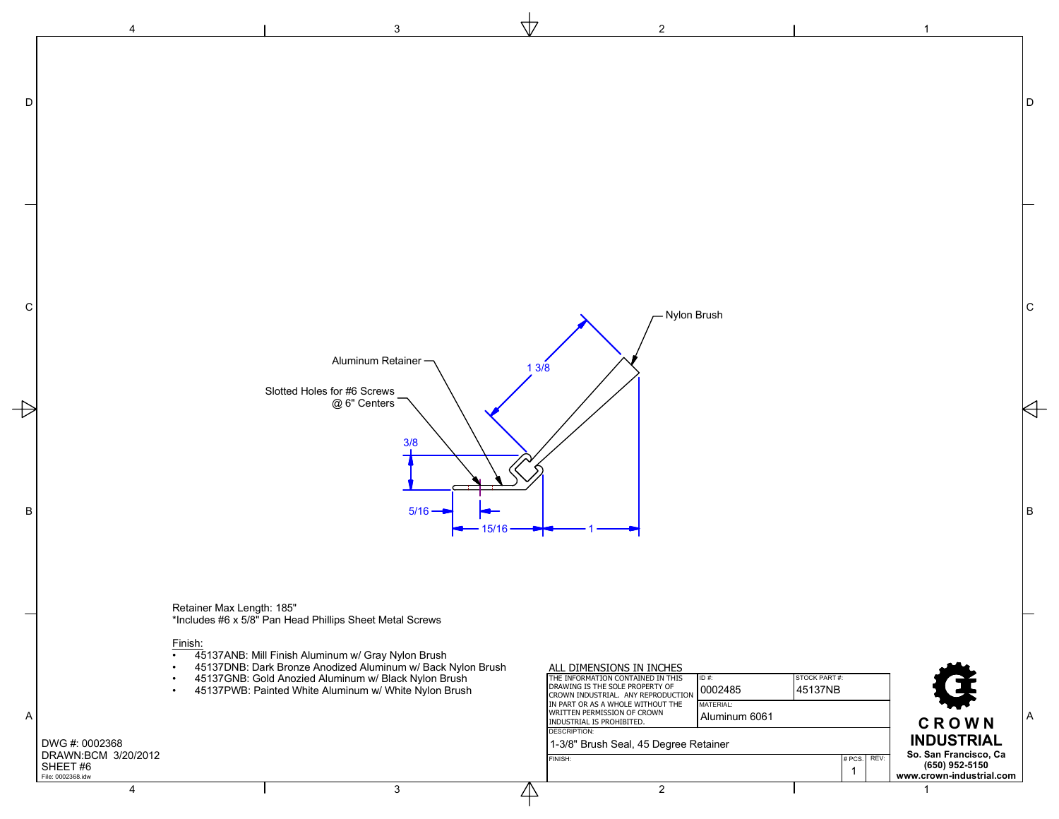Aluminum Retainer

Slotted Holes for #6 Screws @ 6" Centers

Nylon Brush

1 3/8

3/8

5/16

15/16

1

Retainer Max Length: 185"
*Includes #6 x 5/8" Pan Head Phillips Sheet Metal Screws

Finish:

- 45137ANB: Mill Finish Aluminum w/ Gray Nylon Brush
- 45137DNB: Dark Bronze Anodized Aluminum w/ Back Nylon Brush
- 45137GNB: Gold Anozied Aluminum w/ Black Nylon Brush
- 45137PWB: Painted White Aluminum w/ White Nylon Brush

ALL DIMENSIONS IN INCHES

| THE INFORMATION CONTAINED IN THIS DRAWING IS THE SOLE PROPERTY OF CROWN INDUSTRIAL. ANY REPRODUCTION IN PART OR AS A WHOLE WITHOUT THE WRITTEN PERMISSION OF CROWN INDUSTRIAL IS PROHIBITED. | ID #: 0002485 | STOCK PART #: 45137NB |
| --- | --- | --- |
| | MATERIAL: Aluminum 6061 | |
| DESCRIPTION: 1-3/8" Brush Seal, 45 Degree Retainer | | |
| FINISH: | # PCS. 1 | REV: |

**CROWN INDUSTRIAL**
So. San Francisco, Ca
(650) 952-5150
www.crown-industrial.com

DWG #: 0002368
DRAWN:BCM 3/20/2012
SHEET #6
File: 0002368.idw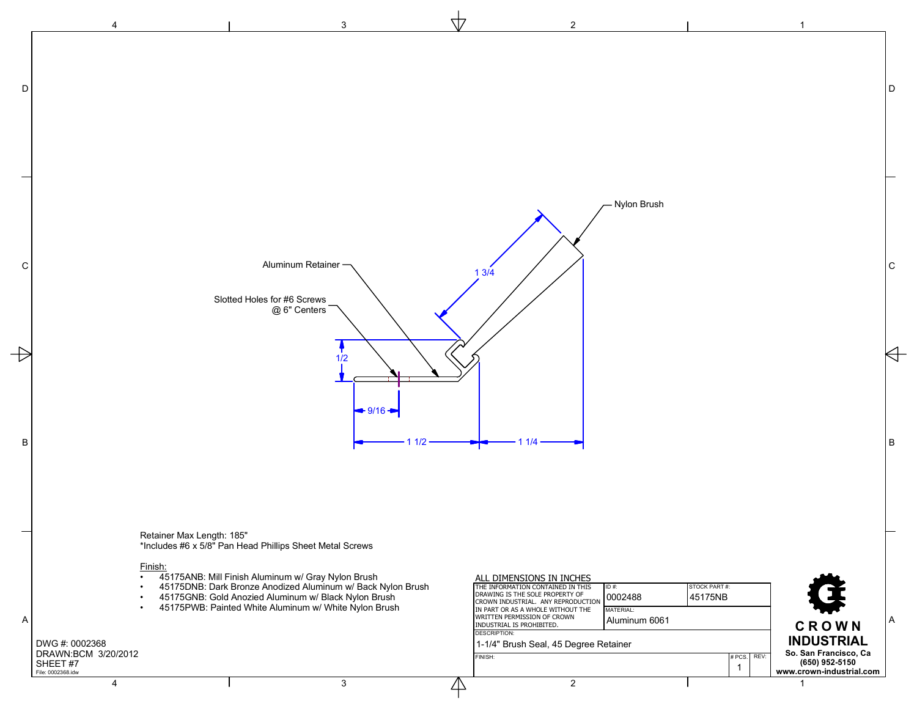Nylon Brush

Aluminum Retainer

Slotted Holes for #6 Screws
@ 6" Centers

1 3/4

1/2

9/16

1 1/2

1 1/4

Retainer Max Length: 185"
*Includes #6 x 5/8" Pan Head Phillips Sheet Metal Screws

Finish:

- 45175ANB: Mill Finish Aluminum w/ Gray Nylon Brush
- 45175DNB: Dark Bronze Anodized Aluminum w/ Back Nylon Brush
- 45175GNB: Gold Anozied Aluminum w/ Black Nylon Brush
- 45175PWB: Painted White Aluminum w/ White Nylon Brush

DWG #: 0002368
DRAWN:BCM 3/20/2012
SHEET #7
File: 0002368.idw

ALL DIMENSIONS IN INCHES

| THE INFORMATION CONTAINED IN THIS DRAWING IS THE SOLE PROPERTY OF CROWN INDUSTRIAL. ANY REPRODUCTION IN PART OR AS A WHOLE WITHOUT THE WRITTEN PERMISSION OF CROWN INDUSTRIAL IS PROHIBITED. | ID #: 0002488 | STOCK PART #: 45175NB |
|---|---|---|
| | MATERIAL: Aluminum 6061 | |
| DESCRIPTION: 1-1/4" Brush Seal, 45 Degree Retainer | | |
| FINISH: | # PCS. 1 | REV: |

**CROWN INDUSTRIAL**
So. San Francisco, Ca
(650) 952-5150
www.crown-industrial.com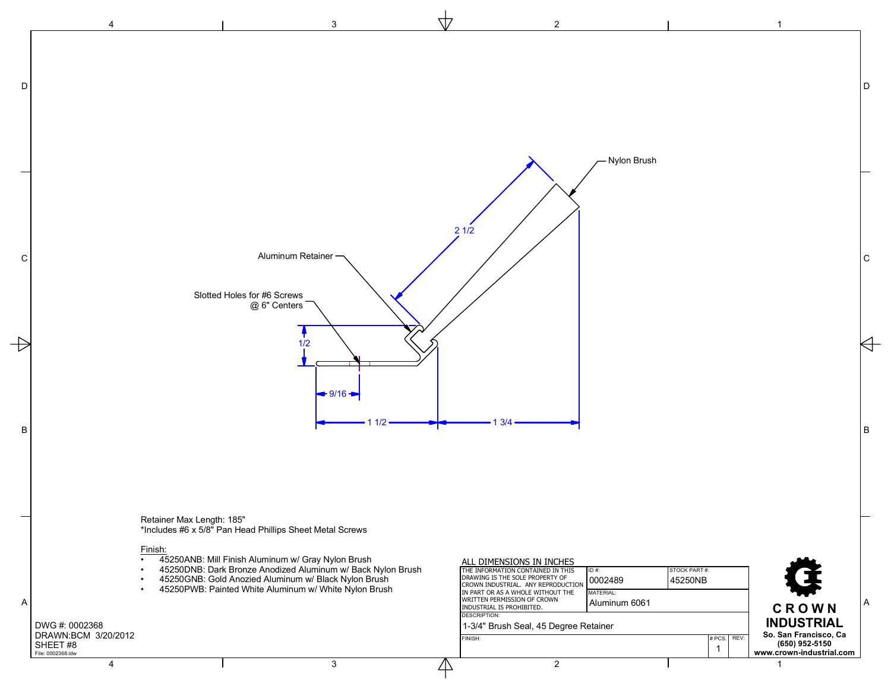Nylon Brush

2 1/2

Aluminum Retainer

Slotted Holes for #6 Screws
@ 6" Centers

1/2

9/16

1 1/2

1 3/4

Retainer Max Length: 185"
*Includes #6 x 5/8" Pan Head Phillips Sheet Metal Screws

Finish:

- 45250ANB: Mill Finish Aluminum w/ Gray Nylon Brush
- 45250DNB: Dark Bronze Anodized Aluminum w/ Back Nylon Brush
- 45250GNB: Gold Anozied Aluminum w/ Black Nylon Brush
- 45250PWB: Painted White Aluminum w/ White Nylon Brush

DWG #: 0002368
DRAWN:BCM 3/20/2012
SHEET #8
File: 0002368.idw

ALL DIMENSIONS IN INCHES

| | | | | |
|---|---|---|---|---|
| THE INFORMATION CONTAINED IN THIS DRAWING IS THE SOLE PROPERTY OF CROWN INDUSTRIAL. ANY REPRODUCTION IN PART OR AS A WHOLE WITHOUT THE WRITTEN PERMISSION OF CROWN INDUSTRIAL IS PROHIBITED. | ID #: 0002489 | STOCK PART #: 45250NB | | |
| | MATERIAL: Aluminum 6061 | | | |
| DESCRIPTION: 1-3/4" Brush Seal, 45 Degree Retainer | | | | |
| FINISH: | | | # PCS. 1 | REV: |

**CROWN INDUSTRIAL**
**So. San Francisco, Ca**
**(650) 952-5150**
**www.crown-industrial.com**